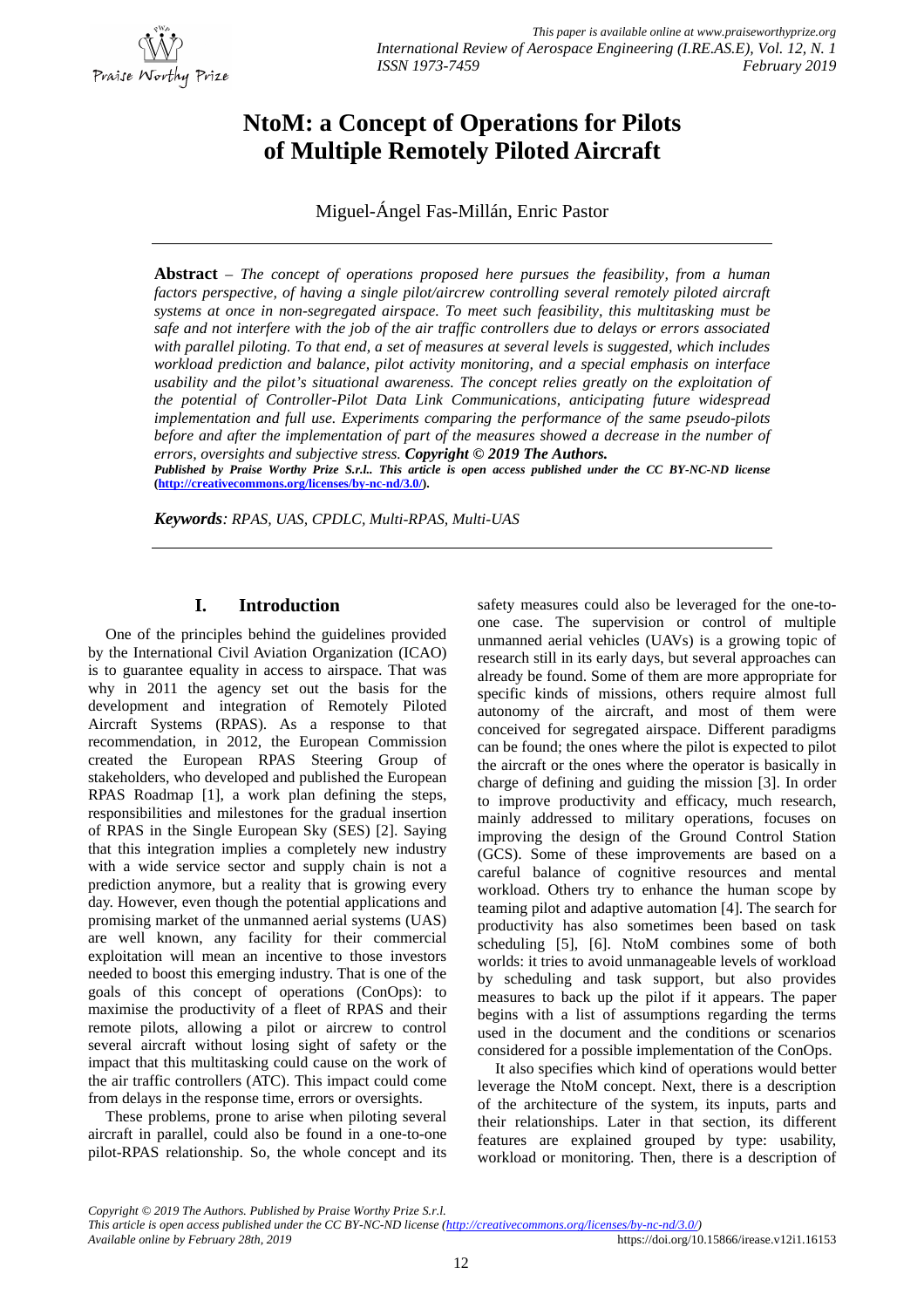# NtoM: a Concept of Operations for Pilots of Multiple Remotely Piloted Aircraft

Miguel-Ángel Fas-Millán, Enric Pastor

---

**Abstract** – *The concept of operations proposed here pursues the feasibility, from a human factors perspective, of having a single pilot/aircrew controlling several remotely piloted aircraft systems at once in non-segregated airspace. To meet such feasibility, this multitasking must be safe and not interfere with the job of the air traffic controllers due to delays or errors associated with parallel piloting. To that end, a set of measures at several levels is suggested, which includes workload prediction and balance, pilot activity monitoring, and a special emphasis on interface usability and the pilot's situational awareness. The concept relies greatly on the exploitation of the potential of Controller-Pilot Data Link Communications, anticipating future widespread implementation and full use. Experiments comparing the performance of the same pseudo-pilots before and after the implementation of part of the measures showed a decrease in the number of errors, oversights and subjective stress.* ***Copyright © 2019 The Authors.***

***Published by Praise Worthy Prize S.r.l.. This article is open access published under the CC BY-NC-ND license (http://creativecommons.org/licenses/by-nc-nd/3.0/).***

***Keywords****: RPAS, UAS, CPDLC, Multi-RPAS, Multi-UAS*

---

## I. Introduction

One of the principles behind the guidelines provided by the International Civil Aviation Organization (ICAO) is to guarantee equality in access to airspace. That was why in 2011 the agency set out the basis for the development and integration of Remotely Piloted Aircraft Systems (RPAS). As a response to that recommendation, in 2012, the European Commission created the European RPAS Steering Group of stakeholders, who developed and published the European RPAS Roadmap [1], a work plan defining the steps, responsibilities and milestones for the gradual insertion of RPAS in the Single European Sky (SES) [2]. Saying that this integration implies a completely new industry with a wide service sector and supply chain is not a prediction anymore, but a reality that is growing every day. However, even though the potential applications and promising market of the unmanned aerial systems (UAS) are well known, any facility for their commercial exploitation will mean an incentive to those investors needed to boost this emerging industry. That is one of the goals of this concept of operations (ConOps): to maximise the productivity of a fleet of RPAS and their remote pilots, allowing a pilot or aircrew to control several aircraft without losing sight of safety or the impact that this multitasking could cause on the work of the air traffic controllers (ATC). This impact could come from delays in the response time, errors or oversights.

These problems, prone to arise when piloting several aircraft in parallel, could also be found in a one-to-one pilot-RPAS relationship. So, the whole concept and its safety measures could also be leveraged for the one-to-one case. The supervision or control of multiple unmanned aerial vehicles (UAVs) is a growing topic of research still in its early days, but several approaches can already be found. Some of them are more appropriate for specific kinds of missions, others require almost full autonomy of the aircraft, and most of them were conceived for segregated airspace. Different paradigms can be found; the ones where the pilot is expected to pilot the aircraft or the ones where the operator is basically in charge of defining and guiding the mission [3]. In order to improve productivity and efficacy, much research, mainly addressed to military operations, focuses on improving the design of the Ground Control Station (GCS). Some of these improvements are based on a careful balance of cognitive resources and mental workload. Others try to enhance the human scope by teaming pilot and adaptive automation [4]. The search for productivity has also sometimes been based on task scheduling [5], [6]. NtoM combines some of both worlds: it tries to avoid unmanageable levels of workload by scheduling and task support, but also provides measures to back up the pilot if it appears. The paper begins with a list of assumptions regarding the terms used in the document and the conditions or scenarios considered for a possible implementation of the ConOps.

It also specifies which kind of operations would better leverage the NtoM concept. Next, there is a description of the architecture of the system, its inputs, parts and their relationships. Later in that section, its different features are explained grouped by type: usability, workload or monitoring. Then, there is a description of

---

*Copyright © 2019 The Authors. Published by Praise Worthy Prize S.r.l.*
*This article is open access published under the CC BY-NC-ND license (http://creativecommons.org/licenses/by-nc-nd/3.0/)*
*Available online by February 28th, 2019*
https://doi.org/10.15866/irease.v12i1.16153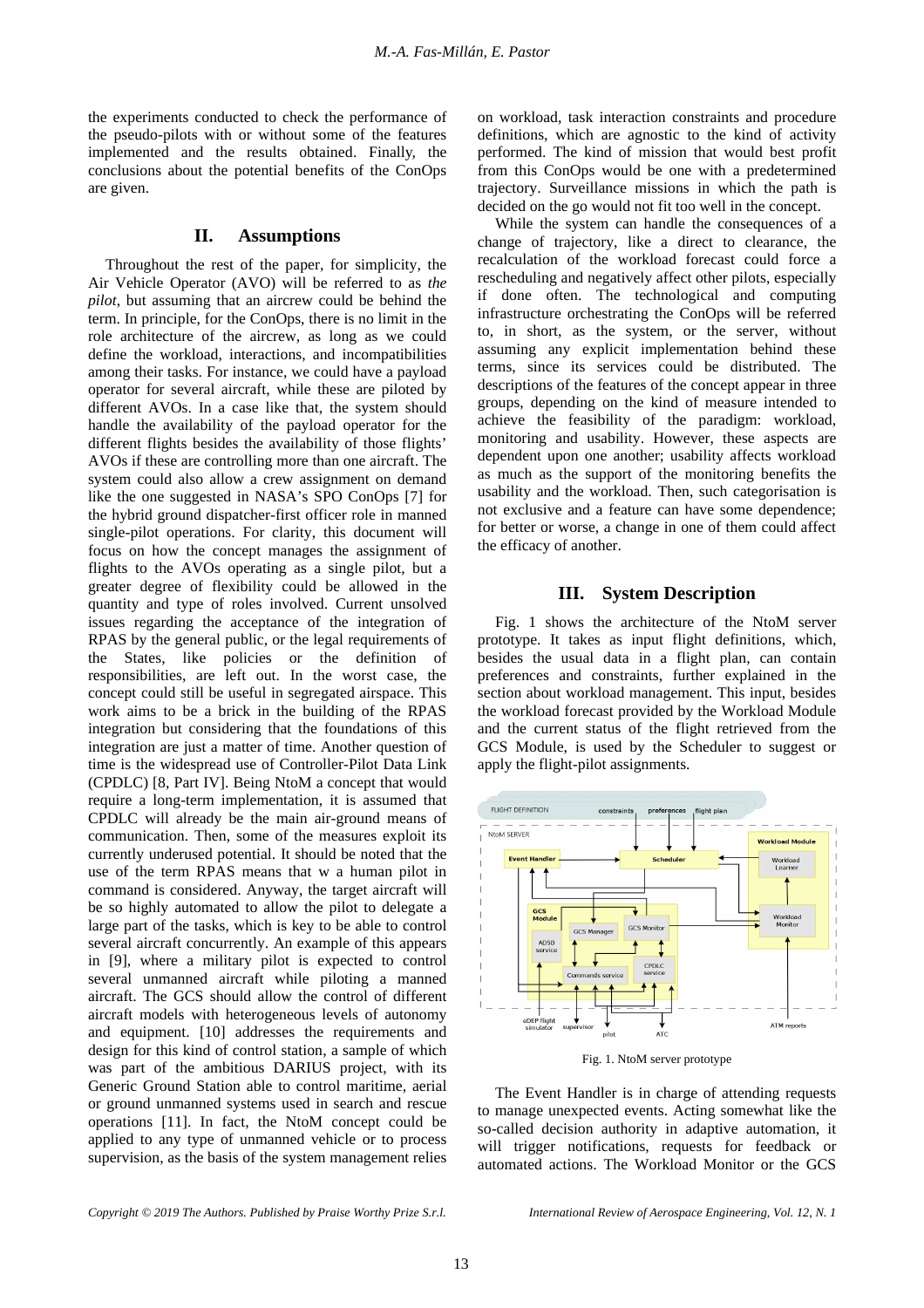the experiments conducted to check the performance of the pseudo-pilots with or without some of the features implemented and the results obtained. Finally, the conclusions about the potential benefits of the ConOps are given.

## II. Assumptions

Throughout the rest of the paper, for simplicity, the Air Vehicle Operator (AVO) will be referred to as *the pilot*, but assuming that an aircrew could be behind the term. In principle, for the ConOps, there is no limit in the role architecture of the aircrew, as long as we could define the workload, interactions, and incompatibilities among their tasks. For instance, we could have a payload operator for several aircraft, while these are piloted by different AVOs. In a case like that, the system should handle the availability of the payload operator for the different flights besides the availability of those flights' AVOs if these are controlling more than one aircraft. The system could also allow a crew assignment on demand like the one suggested in NASA's SPO ConOps [7] for the hybrid ground dispatcher-first officer role in manned single-pilot operations. For clarity, this document will focus on how the concept manages the assignment of flights to the AVOs operating as a single pilot, but a greater degree of flexibility could be allowed in the quantity and type of roles involved. Current unsolved issues regarding the acceptance of the integration of RPAS by the general public, or the legal requirements of the States, like policies or the definition of responsibilities, are left out. In the worst case, the concept could still be useful in segregated airspace. This work aims to be a brick in the building of the RPAS integration but considering that the foundations of this integration are just a matter of time. Another question of time is the widespread use of Controller-Pilot Data Link (CPDLC) [8, Part IV]. Being NtoM a concept that would require a long-term implementation, it is assumed that CPDLC will already be the main air-ground means of communication. Then, some of the measures exploit its currently underused potential. It should be noted that the use of the term RPAS means that w a human pilot in command is considered. Anyway, the target aircraft will be so highly automated to allow the pilot to delegate a large part of the tasks, which is key to be able to control several aircraft concurrently. An example of this appears in [9], where a military pilot is expected to control several unmanned aircraft while piloting a manned aircraft. The GCS should allow the control of different aircraft models with heterogeneous levels of autonomy and equipment. [10] addresses the requirements and design for this kind of control station, a sample of which was part of the ambitious DARIUS project, with its Generic Ground Station able to control maritime, aerial or ground unmanned systems used in search and rescue operations [11]. In fact, the NtoM concept could be applied to any type of unmanned vehicle or to process supervision, as the basis of the system management relies on workload, task interaction constraints and procedure definitions, which are agnostic to the kind of activity performed. The kind of mission that would best profit from this ConOps would be one with a predetermined trajectory. Surveillance missions in which the path is decided on the go would not fit too well in the concept.

While the system can handle the consequences of a change of trajectory, like a direct to clearance, the recalculation of the workload forecast could force a rescheduling and negatively affect other pilots, especially if done often. The technological and computing infrastructure orchestrating the ConOps will be referred to, in short, as the system, or the server, without assuming any explicit implementation behind these terms, since its services could be distributed. The descriptions of the features of the concept appear in three groups, depending on the kind of measure intended to achieve the feasibility of the paradigm: workload, monitoring and usability. However, these aspects are dependent upon one another; usability affects workload as much as the support of the monitoring benefits the usability and the workload. Then, such categorisation is not exclusive and a feature can have some dependence; for better or worse, a change in one of them could affect the efficacy of another.

## III. System Description

Fig. 1 shows the architecture of the NtoM server prototype. It takes as input flight definitions, which, besides the usual data in a flight plan, can contain preferences and constraints, further explained in the section about workload management. This input, besides the workload forecast provided by the Workload Module and the current status of the flight retrieved from the GCS Module, is used by the Scheduler to suggest or apply the flight-pilot assignments.

Fig. 1. NtoM server prototype

The Event Handler is in charge of attending requests to manage unexpected events. Acting somewhat like the so-called decision authority in adaptive automation, it will trigger notifications, requests for feedback or automated actions. The Workload Monitor or the GCS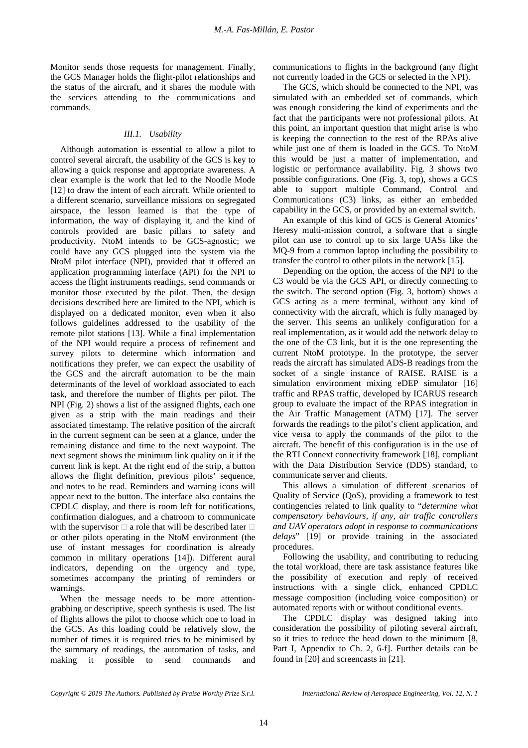Monitor sends those requests for management. Finally, the GCS Manager holds the flight-pilot relationships and the status of the aircraft, and it shares the module with the services attending to the communications and commands.

### III.1. Usability

Although automation is essential to allow a pilot to control several aircraft, the usability of the GCS is key to allowing a quick response and appropriate awareness. A clear example is the work that led to the Noodle Mode [12] to draw the intent of each aircraft. While oriented to a different scenario, surveillance missions on segregated airspace, the lesson learned is that the type of information, the way of displaying it, and the kind of controls provided are basic pillars to safety and productivity. NtoM intends to be GCS-agnostic; we could have any GCS plugged into the system via the NtoM pilot interface (NPI), provided that it offered an application programming interface (API) for the NPI to access the flight instruments readings, send commands or monitor those executed by the pilot. Then, the design decisions described here are limited to the NPI, which is displayed on a dedicated monitor, even when it also follows guidelines addressed to the usability of the remote pilot stations [13]. While a final implementation of the NPI would require a process of refinement and survey pilots to determine which information and notifications they prefer, we can expect the usability of the GCS and the aircraft automation to be the main determinants of the level of workload associated to each task, and therefore the number of flights per pilot. The NPI (Fig. 2) shows a list of the assigned flights, each one given as a strip with the main readings and their associated timestamp. The relative position of the aircraft in the current segment can be seen at a glance, under the remaining distance and time to the next waypoint. The next segment shows the minimum link quality on it if the current link is kept. At the right end of the strip, a button allows the flight definition, previous pilots' sequence, and notes to be read. Reminders and warning icons will appear next to the button. The interface also contains the CPDLC display, and there is room left for notifications, confirmation dialogues, and a chatroom to communicate with the supervisor  a role that will be described later  or other pilots operating in the NtoM environment (the use of instant messages for coordination is already common in military operations [14]). Different aural indicators, depending on the urgency and type, sometimes accompany the printing of reminders or warnings.

When the message needs to be more attention-grabbing or descriptive, speech synthesis is used. The list of flights allows the pilot to choose which one to load in the GCS. As this loading could be relatively slow, the number of times it is required tries to be minimised by the summary of readings, the automation of tasks, and making it possible to send commands and communications to flights in the background (any flight not currently loaded in the GCS or selected in the NPI).

The GCS, which should be connected to the NPI, was simulated with an embedded set of commands, which was enough considering the kind of experiments and the fact that the participants were not professional pilots. At this point, an important question that might arise is who is keeping the connection to the rest of the RPAs alive while just one of them is loaded in the GCS. To NtoM this would be just a matter of implementation, and logistic or performance availability. Fig. 3 shows two possible configurations. One (Fig. 3, top), shows a GCS able to support multiple Command, Control and Communications (C3) links, as either an embedded capability in the GCS, or provided by an external switch.

An example of this kind of GCS is General Atomics' Heresy multi-mission control, a software that a single pilot can use to control up to six large UASs like the MQ-9 from a common laptop including the possibility to transfer the control to other pilots in the network [15].

Depending on the option, the access of the NPI to the C3 would be via the GCS API, or directly connecting to the switch. The second option (Fig. 3, bottom) shows a GCS acting as a mere terminal, without any kind of connectivity with the aircraft, which is fully managed by the server. This seems an unlikely configuration for a real implementation, as it would add the network delay to the one of the C3 link, but it is the one representing the current NtoM prototype. In the prototype, the server reads the aircraft has simulated ADS-B readings from the socket of a single instance of RAISE. RAISE is a simulation environment mixing eDEP simulator [16] traffic and RPAS traffic, developed by ICARUS research group to evaluate the impact of the RPAS integration in the Air Traffic Management (ATM) [17]. The server forwards the readings to the pilot's client application, and vice versa to apply the commands of the pilot to the aircraft. The benefit of this configuration is in the use of the RTI Connext connectivity framework [18], compliant with the Data Distribution Service (DDS) standard, to communicate server and clients.

This allows a simulation of different scenarios of Quality of Service (QoS), providing a framework to test contingencies related to link quality to "*determine what compensatory behaviours, if any, air traffic controllers and UAV operators adopt in response to communications delays*" [19] or provide training in the associated procedures.

Following the usability, and contributing to reducing the total workload, there are task assistance features like the possibility of execution and reply of received instructions with a single click, enhanced CPDLC message composition (including voice composition) or automated reports with or without conditional events.

The CPDLC display was designed taking into consideration the possibility of piloting several aircraft, so it tries to reduce the head down to the minimum [8, Part I, Appendix to Ch. 2, 6-f]. Further details can be found in [20] and screencasts in [21].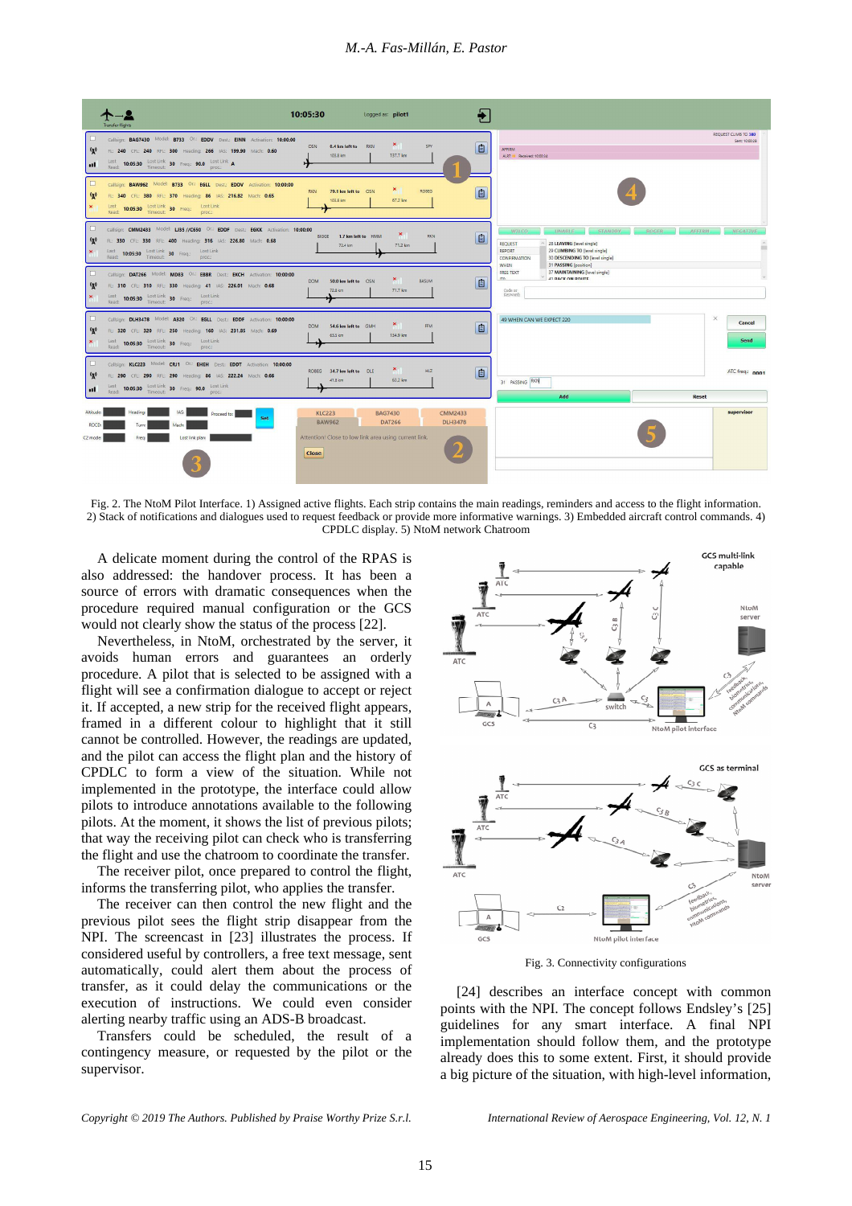Fig. 2. The NtoM Pilot Interface. 1) Assigned active flights. Each strip contains the main readings, reminders and access to the flight information. 2) Stack of notifications and dialogues used to request feedback or provide more informative warnings. 3) Embedded aircraft control commands. 4) CPDLC display. 5) NtoM network Chatroom

A delicate moment during the control of the RPAS is also addressed: the handover process. It has been a source of errors with dramatic consequences when the procedure required manual configuration or the GCS would not clearly show the status of the process [22].

Nevertheless, in NtoM, orchestrated by the server, it avoids human errors and guarantees an orderly procedure. A pilot that is selected to be assigned with a flight will see a confirmation dialogue to accept or reject it. If accepted, a new strip for the received flight appears, framed in a different colour to highlight that it still cannot be controlled. However, the readings are updated, and the pilot can access the flight plan and the history of CPDLC to form a view of the situation. While not implemented in the prototype, the interface could allow pilots to introduce annotations available to the following pilots. At the moment, it shows the list of previous pilots; that way the receiving pilot can check who is transferring the flight and use the chatroom to coordinate the transfer.

The receiver pilot, once prepared to control the flight, informs the transferring pilot, who applies the transfer.

The receiver can then control the new flight and the previous pilot sees the flight strip disappear from the NPI. The screencast in [23] illustrates the process. If considered useful by controllers, a free text message, sent automatically, could alert them about the process of transfer, as it could delay the communications or the execution of instructions. We could even consider alerting nearby traffic using an ADS-B broadcast.

Transfers could be scheduled, the result of a contingency measure, or requested by the pilot or the supervisor.

Fig. 3. Connectivity configurations

[24] describes an interface concept with common points with the NPI. The concept follows Endsley's [25] guidelines for any smart interface. A final NPI implementation should follow them, and the prototype already does this to some extent. First, it should provide a big picture of the situation, with high-level information,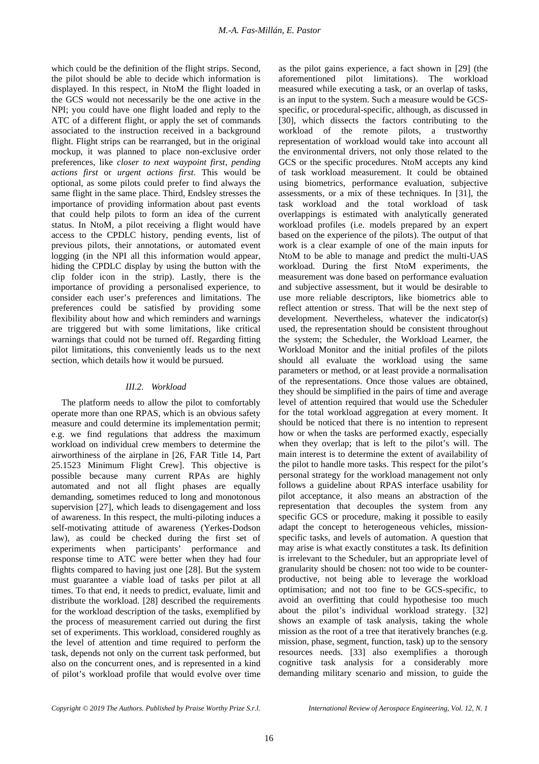which could be the definition of the flight strips. Second, the pilot should be able to decide which information is displayed. In this respect, in NtoM the flight loaded in the GCS would not necessarily be the one active in the NPI; you could have one flight loaded and reply to the ATC of a different flight, or apply the set of commands associated to the instruction received in a background flight. Flight strips can be rearranged, but in the original mockup, it was planned to place non-exclusive order preferences, like *closer to next waypoint first*, *pending actions first* or *urgent actions first*. This would be optional, as some pilots could prefer to find always the same flight in the same place. Third, Endsley stresses the importance of providing information about past events that could help pilots to form an idea of the current status. In NtoM, a pilot receiving a flight would have access to the CPDLC history, pending events, list of previous pilots, their annotations, or automated event logging (in the NPI all this information would appear, hiding the CPDLC display by using the button with the clip folder icon in the strip). Lastly, there is the importance of providing a personalised experience, to consider each user's preferences and limitations. The preferences could be satisfied by providing some flexibility about how and which reminders and warnings are triggered but with some limitations, like critical warnings that could not be turned off. Regarding fitting pilot limitations, this conveniently leads us to the next section, which details how it would be pursued.

### *III.2. Workload*

The platform needs to allow the pilot to comfortably operate more than one RPAS, which is an obvious safety measure and could determine its implementation permit; e.g. we find regulations that address the maximum workload on individual crew members to determine the airworthiness of the airplane in [26, FAR Title 14, Part 25.1523 Minimum Flight Crew]. This objective is possible because many current RPAs are highly automated and not all flight phases are equally demanding, sometimes reduced to long and monotonous supervision [27], which leads to disengagement and loss of awareness. In this respect, the multi-piloting induces a self-motivating attitude of awareness (Yerkes-Dodson law), as could be checked during the first set of experiments when participants' performance and response time to ATC were better when they had four flights compared to having just one [28]. But the system must guarantee a viable load of tasks per pilot at all times. To that end, it needs to predict, evaluate, limit and distribute the workload. [28] described the requirements for the workload description of the tasks, exemplified by the process of measurement carried out during the first set of experiments. This workload, considered roughly as the level of attention and time required to perform the task, depends not only on the current task performed, but also on the concurrent ones, and is represented in a kind of pilot's workload profile that would evolve over time as the pilot gains experience, a fact shown in [29] (the aforementioned pilot limitations). The workload measured while executing a task, or an overlap of tasks, is an input to the system. Such a measure would be GCS-specific, or procedural-specific, although, as discussed in [30], which dissects the factors contributing to the workload of the remote pilots, a trustworthy representation of workload would take into account all the environmental drivers, not only those related to the GCS or the specific procedures. NtoM accepts any kind of task workload measurement. It could be obtained using biometrics, performance evaluation, subjective assessments, or a mix of these techniques. In [31], the task workload and the total workload of task overlappings is estimated with analytically generated workload profiles (i.e. models prepared by an expert based on the experience of the pilots). The output of that work is a clear example of one of the main inputs for NtoM to be able to manage and predict the multi-UAS workload. During the first NtoM experiments, the measurement was done based on performance evaluation and subjective assessment, but it would be desirable to use more reliable descriptors, like biometrics able to reflect attention or stress. That will be the next step of development. Nevertheless, whatever the indicator(s) used, the representation should be consistent throughout the system; the Scheduler, the Workload Learner, the Workload Monitor and the initial profiles of the pilots should all evaluate the workload using the same parameters or method, or at least provide a normalisation of the representations. Once those values are obtained, they should be simplified in the pairs of time and average level of attention required that would use the Scheduler for the total workload aggregation at every moment. It should be noticed that there is no intention to represent how or when the tasks are performed exactly, especially when they overlap; that is left to the pilot's will. The main interest is to determine the extent of availability of the pilot to handle more tasks. This respect for the pilot's personal strategy for the workload management not only follows a guideline about RPAS interface usability for pilot acceptance, it also means an abstraction of the representation that decouples the system from any specific GCS or procedure, making it possible to easily adapt the concept to heterogeneous vehicles, mission-specific tasks, and levels of automation. A question that may arise is what exactly constitutes a task. Its definition is irrelevant to the Scheduler, but an appropriate level of granularity should be chosen: not too wide to be counter-productive, not being able to leverage the workload optimisation; and not too fine to be GCS-specific, to avoid an overfitting that could hypothesise too much about the pilot's individual workload strategy. [32] shows an example of task analysis, taking the whole mission as the root of a tree that iteratively branches (e.g. mission, phase, segment, function, task) up to the sensory resources needs. [33] also exemplifies a thorough cognitive task analysis for a considerably more demanding military scenario and mission, to guide the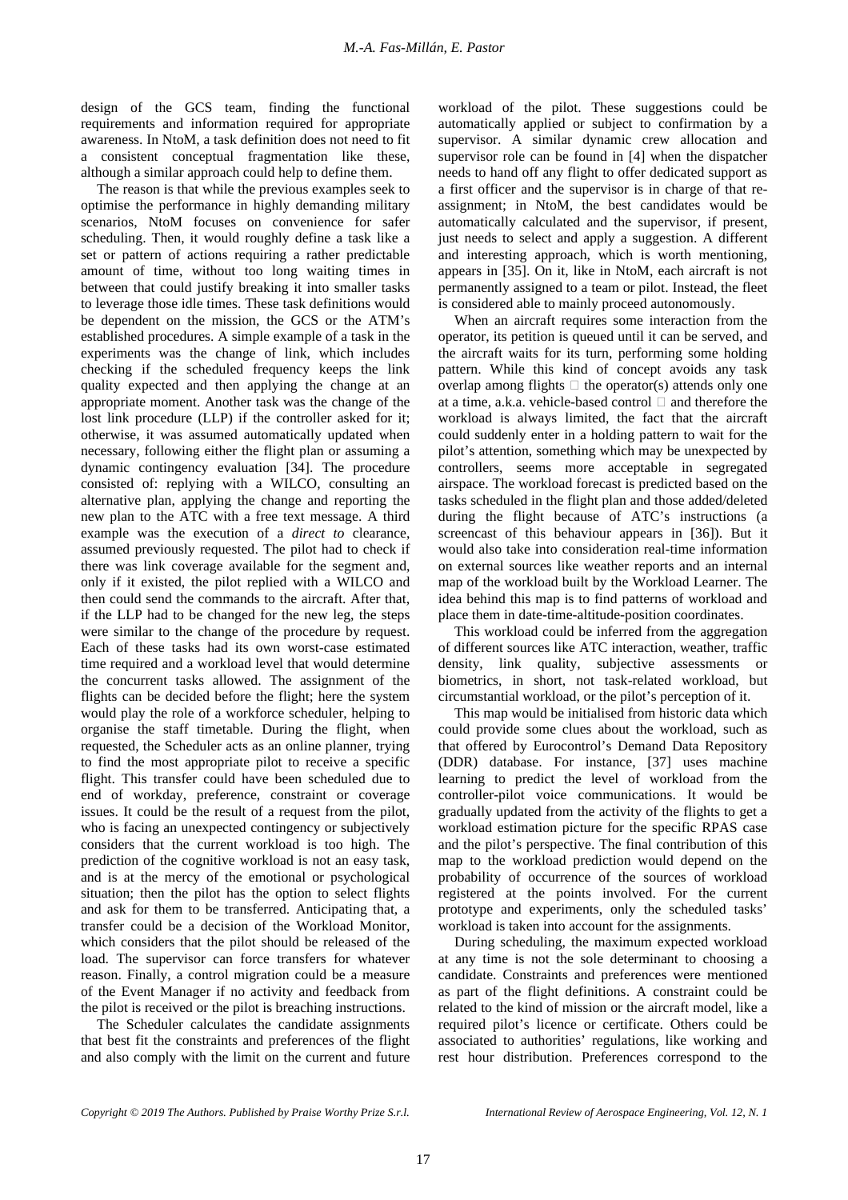design of the GCS team, finding the functional requirements and information required for appropriate awareness. In NtoM, a task definition does not need to fit a consistent conceptual fragmentation like these, although a similar approach could help to define them.

The reason is that while the previous examples seek to optimise the performance in highly demanding military scenarios, NtoM focuses on convenience for safer scheduling. Then, it would roughly define a task like a set or pattern of actions requiring a rather predictable amount of time, without too long waiting times in between that could justify breaking it into smaller tasks to leverage those idle times. These task definitions would be dependent on the mission, the GCS or the ATM's established procedures. A simple example of a task in the experiments was the change of link, which includes checking if the scheduled frequency keeps the link quality expected and then applying the change at an appropriate moment. Another task was the change of the lost link procedure (LLP) if the controller asked for it; otherwise, it was assumed automatically updated when necessary, following either the flight plan or assuming a dynamic contingency evaluation [34]. The procedure consisted of: replying with a WILCO, consulting an alternative plan, applying the change and reporting the new plan to the ATC with a free text message. A third example was the execution of a *direct to* clearance, assumed previously requested. The pilot had to check if there was link coverage available for the segment and, only if it existed, the pilot replied with a WILCO and then could send the commands to the aircraft. After that, if the LLP had to be changed for the new leg, the steps were similar to the change of the procedure by request. Each of these tasks had its own worst-case estimated time required and a workload level that would determine the concurrent tasks allowed. The assignment of the flights can be decided before the flight; here the system would play the role of a workforce scheduler, helping to organise the staff timetable. During the flight, when requested, the Scheduler acts as an online planner, trying to find the most appropriate pilot to receive a specific flight. This transfer could have been scheduled due to end of workday, preference, constraint or coverage issues. It could be the result of a request from the pilot, who is facing an unexpected contingency or subjectively considers that the current workload is too high. The prediction of the cognitive workload is not an easy task, and is at the mercy of the emotional or psychological situation; then the pilot has the option to select flights and ask for them to be transferred. Anticipating that, a transfer could be a decision of the Workload Monitor, which considers that the pilot should be released of the load. The supervisor can force transfers for whatever reason. Finally, a control migration could be a measure of the Event Manager if no activity and feedback from the pilot is received or the pilot is breaching instructions.

The Scheduler calculates the candidate assignments that best fit the constraints and preferences of the flight and also comply with the limit on the current and future workload of the pilot. These suggestions could be automatically applied or subject to confirmation by a supervisor. A similar dynamic crew allocation and supervisor role can be found in [4] when the dispatcher needs to hand off any flight to offer dedicated support as a first officer and the supervisor is in charge of that re-assignment; in NtoM, the best candidates would be automatically calculated and the supervisor, if present, just needs to select and apply a suggestion. A different and interesting approach, which is worth mentioning, appears in [35]. On it, like in NtoM, each aircraft is not permanently assigned to a team or pilot. Instead, the fleet is considered able to mainly proceed autonomously.

When an aircraft requires some interaction from the operator, its petition is queued until it can be served, and the aircraft waits for its turn, performing some holding pattern. While this kind of concept avoids any task overlap among flights  the operator(s) attends only one at a time, a.k.a. vehicle-based control  and therefore the workload is always limited, the fact that the aircraft could suddenly enter in a holding pattern to wait for the pilot's attention, something which may be unexpected by controllers, seems more acceptable in segregated airspace. The workload forecast is predicted based on the tasks scheduled in the flight plan and those added/deleted during the flight because of ATC's instructions (a screencast of this behaviour appears in [36]). But it would also take into consideration real-time information on external sources like weather reports and an internal map of the workload built by the Workload Learner. The idea behind this map is to find patterns of workload and place them in date-time-altitude-position coordinates.

This workload could be inferred from the aggregation of different sources like ATC interaction, weather, traffic density, link quality, subjective assessments or biometrics, in short, not task-related workload, but circumstantial workload, or the pilot's perception of it.

This map would be initialised from historic data which could provide some clues about the workload, such as that offered by Eurocontrol's Demand Data Repository (DDR) database. For instance, [37] uses machine learning to predict the level of workload from the controller-pilot voice communications. It would be gradually updated from the activity of the flights to get a workload estimation picture for the specific RPAS case and the pilot's perspective. The final contribution of this map to the workload prediction would depend on the probability of occurrence of the sources of workload registered at the points involved. For the current prototype and experiments, only the scheduled tasks' workload is taken into account for the assignments.

During scheduling, the maximum expected workload at any time is not the sole determinant to choosing a candidate. Constraints and preferences were mentioned as part of the flight definitions. A constraint could be related to the kind of mission or the aircraft model, like a required pilot's licence or certificate. Others could be associated to authorities' regulations, like working and rest hour distribution. Preferences correspond to the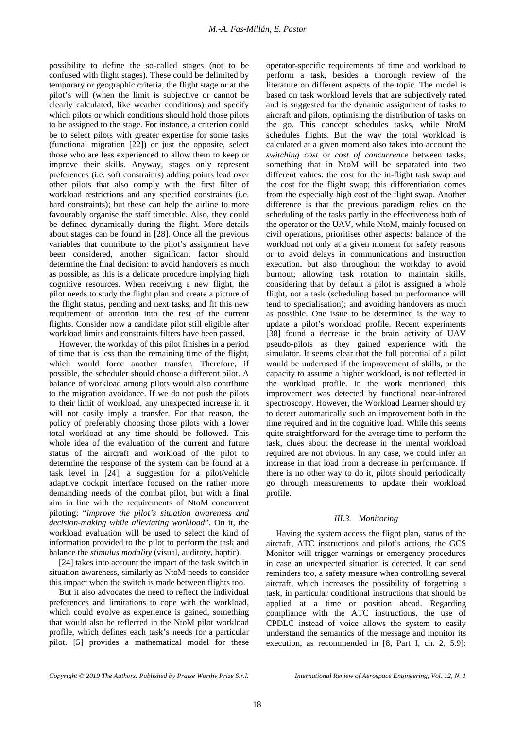possibility to define the so-called stages (not to be confused with flight stages). These could be delimited by temporary or geographic criteria, the flight stage or at the pilot's will (when the limit is subjective or cannot be clearly calculated, like weather conditions) and specify which pilots or which conditions should hold those pilots to be assigned to the stage. For instance, a criterion could be to select pilots with greater expertise for some tasks (functional migration [22]) or just the opposite, select those who are less experienced to allow them to keep or improve their skills. Anyway, stages only represent preferences (i.e. soft constraints) adding points lead over other pilots that also comply with the first filter of workload restrictions and any specified constraints (i.e. hard constraints); but these can help the airline to more favourably organise the staff timetable. Also, they could be defined dynamically during the flight. More details about stages can be found in [28]. Once all the previous variables that contribute to the pilot's assignment have been considered, another significant factor should determine the final decision: to avoid handovers as much as possible, as this is a delicate procedure implying high cognitive resources. When receiving a new flight, the pilot needs to study the flight plan and create a picture of the flight status, pending and next tasks, and fit this new requirement of attention into the rest of the current flights. Consider now a candidate pilot still eligible after workload limits and constraints filters have been passed.

However, the workday of this pilot finishes in a period of time that is less than the remaining time of the flight, which would force another transfer. Therefore, if possible, the scheduler should choose a different pilot. A balance of workload among pilots would also contribute to the migration avoidance. If we do not push the pilots to their limit of workload, any unexpected increase in it will not easily imply a transfer. For that reason, the policy of preferably choosing those pilots with a lower total workload at any time should be followed. This whole idea of the evaluation of the current and future status of the aircraft and workload of the pilot to determine the response of the system can be found at a task level in [24], a suggestion for a pilot/vehicle adaptive cockpit interface focused on the rather more demanding needs of the combat pilot, but with a final aim in line with the requirements of NtoM concurrent piloting: "*improve the pilot's situation awareness and decision-making while alleviating workload*". On it, the workload evaluation will be used to select the kind of information provided to the pilot to perform the task and balance the *stimulus modality* (visual, auditory, haptic).

[24] takes into account the impact of the task switch in situation awareness, similarly as NtoM needs to consider this impact when the switch is made between flights too.

But it also advocates the need to reflect the individual preferences and limitations to cope with the workload, which could evolve as experience is gained, something that would also be reflected in the NtoM pilot workload profile, which defines each task's needs for a particular pilot. [5] provides a mathematical model for these operator-specific requirements of time and workload to perform a task, besides a thorough review of the literature on different aspects of the topic. The model is based on task workload levels that are subjectively rated and is suggested for the dynamic assignment of tasks to aircraft and pilots, optimising the distribution of tasks on the go. This concept schedules tasks, while NtoM schedules flights. But the way the total workload is calculated at a given moment also takes into account the *switching cost* or *cost of concurrence* between tasks, something that in NtoM will be separated into two different values: the cost for the in-flight task swap and the cost for the flight swap; this differentiation comes from the especially high cost of the flight swap. Another difference is that the previous paradigm relies on the scheduling of the tasks partly in the effectiveness both of the operator or the UAV, while NtoM, mainly focused on civil operations, prioritises other aspects: balance of the workload not only at a given moment for safety reasons or to avoid delays in communications and instruction execution, but also throughout the workday to avoid burnout; allowing task rotation to maintain skills, considering that by default a pilot is assigned a whole flight, not a task (scheduling based on performance will tend to specialisation); and avoiding handovers as much as possible. One issue to be determined is the way to update a pilot's workload profile. Recent experiments [38] found a decrease in the brain activity of UAV pseudo-pilots as they gained experience with the simulator. It seems clear that the full potential of a pilot would be underused if the improvement of skills, or the capacity to assume a higher workload, is not reflected in the workload profile. In the work mentioned, this improvement was detected by functional near-infrared spectroscopy. However, the Workload Learner should try to detect automatically such an improvement both in the time required and in the cognitive load. While this seems quite straightforward for the average time to perform the task, clues about the decrease in the mental workload required are not obvious. In any case, we could infer an increase in that load from a decrease in performance. If there is no other way to do it, pilots should periodically go through measurements to update their workload profile.

### *III.3. Monitoring*

Having the system access the flight plan, status of the aircraft, ATC instructions and pilot's actions, the GCS Monitor will trigger warnings or emergency procedures in case an unexpected situation is detected. It can send reminders too, a safety measure when controlling several aircraft, which increases the possibility of forgetting a task, in particular conditional instructions that should be applied at a time or position ahead. Regarding compliance with the ATC instructions, the use of CPDLC instead of voice allows the system to easily understand the semantics of the message and monitor its execution, as recommended in [8, Part I, ch. 2, 5.9]: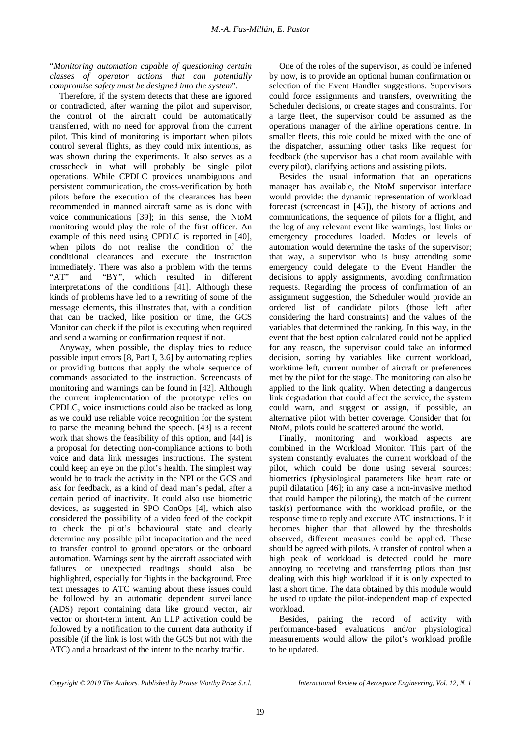"*Monitoring automation capable of questioning certain classes of operator actions that can potentially compromise safety must be designed into the system*".

Therefore, if the system detects that these are ignored or contradicted, after warning the pilot and supervisor, the control of the aircraft could be automatically transferred, with no need for approval from the current pilot. This kind of monitoring is important when pilots control several flights, as they could mix intentions, as was shown during the experiments. It also serves as a crosscheck in what will probably be single pilot operations. While CPDLC provides unambiguous and persistent communication, the cross-verification by both pilots before the execution of the clearances has been recommended in manned aircraft same as is done with voice communications [39]; in this sense, the NtoM monitoring would play the role of the first officer. An example of this need using CPDLC is reported in [40], when pilots do not realise the condition of the conditional clearances and execute the instruction immediately. There was also a problem with the terms "AT" and "BY", which resulted in different interpretations of the conditions [41]. Although these kinds of problems have led to a rewriting of some of the message elements, this illustrates that, with a condition that can be tracked, like position or time, the GCS Monitor can check if the pilot is executing when required and send a warning or confirmation request if not.

Anyway, when possible, the display tries to reduce possible input errors [8, Part I, 3.6] by automating replies or providing buttons that apply the whole sequence of commands associated to the instruction. Screencasts of monitoring and warnings can be found in [42]. Although the current implementation of the prototype relies on CPDLC, voice instructions could also be tracked as long as we could use reliable voice recognition for the system to parse the meaning behind the speech. [43] is a recent work that shows the feasibility of this option, and [44] is a proposal for detecting non-compliance actions to both voice and data link messages instructions. The system could keep an eye on the pilot's health. The simplest way would be to track the activity in the NPI or the GCS and ask for feedback, as a kind of dead man's pedal, after a certain period of inactivity. It could also use biometric devices, as suggested in SPO ConOps [4], which also considered the possibility of a video feed of the cockpit to check the pilot's behavioural state and clearly determine any possible pilot incapacitation and the need to transfer control to ground operators or the onboard automation. Warnings sent by the aircraft associated with failures or unexpected readings should also be highlighted, especially for flights in the background. Free text messages to ATC warning about these issues could be followed by an automatic dependent surveillance (ADS) report containing data like ground vector, air vector or short-term intent. An LLP activation could be followed by a notification to the current data authority if possible (if the link is lost with the GCS but not with the ATC) and a broadcast of the intent to the nearby traffic.

One of the roles of the supervisor, as could be inferred by now, is to provide an optional human confirmation or selection of the Event Handler suggestions. Supervisors could force assignments and transfers, overwriting the Scheduler decisions, or create stages and constraints. For a large fleet, the supervisor could be assumed as the operations manager of the airline operations centre. In smaller fleets, this role could be mixed with the one of the dispatcher, assuming other tasks like request for feedback (the supervisor has a chat room available with every pilot), clarifying actions and assisting pilots.

Besides the usual information that an operations manager has available, the NtoM supervisor interface would provide: the dynamic representation of workload forecast (screencast in [45]), the history of actions and communications, the sequence of pilots for a flight, and the log of any relevant event like warnings, lost links or emergency procedures loaded. Modes or levels of automation would determine the tasks of the supervisor; that way, a supervisor who is busy attending some emergency could delegate to the Event Handler the decisions to apply assignments, avoiding confirmation requests. Regarding the process of confirmation of an assignment suggestion, the Scheduler would provide an ordered list of candidate pilots (those left after considering the hard constraints) and the values of the variables that determined the ranking. In this way, in the event that the best option calculated could not be applied for any reason, the supervisor could take an informed decision, sorting by variables like current workload, worktime left, current number of aircraft or preferences met by the pilot for the stage. The monitoring can also be applied to the link quality. When detecting a dangerous link degradation that could affect the service, the system could warn, and suggest or assign, if possible, an alternative pilot with better coverage. Consider that for NtoM, pilots could be scattered around the world.

Finally, monitoring and workload aspects are combined in the Workload Monitor. This part of the system constantly evaluates the current workload of the pilot, which could be done using several sources: biometrics (physiological parameters like heart rate or pupil dilatation [46]; in any case a non-invasive method that could hamper the piloting), the match of the current task(s) performance with the workload profile, or the response time to reply and execute ATC instructions. If it becomes higher than that allowed by the thresholds observed, different measures could be applied. These should be agreed with pilots. A transfer of control when a high peak of workload is detected could be more annoying to receiving and transferring pilots than just dealing with this high workload if it is only expected to last a short time. The data obtained by this module would be used to update the pilot-independent map of expected workload.

Besides, pairing the record of activity with performance-based evaluations and/or physiological measurements would allow the pilot's workload profile to be updated.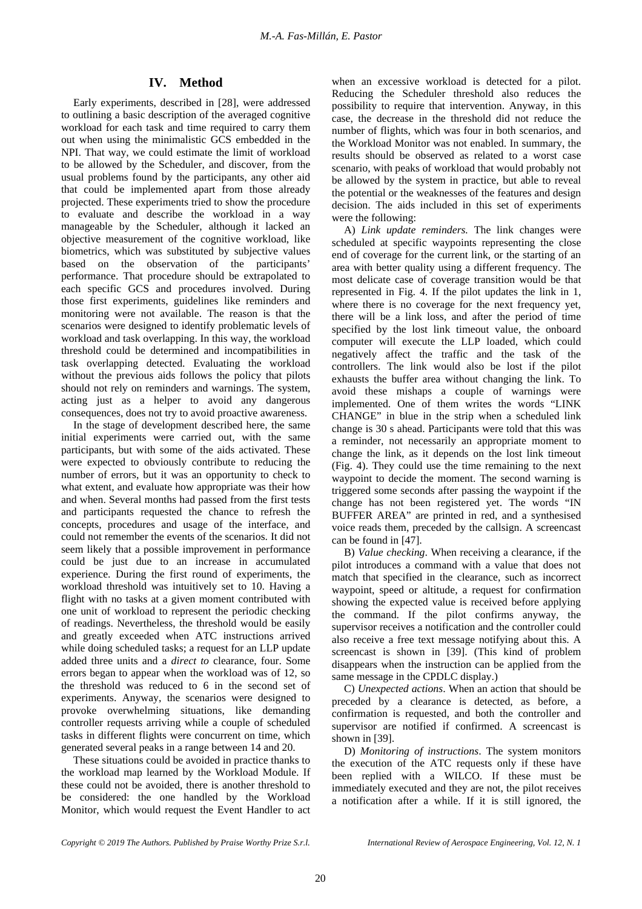## IV. Method

Early experiments, described in [28], were addressed to outlining a basic description of the averaged cognitive workload for each task and time required to carry them out when using the minimalistic GCS embedded in the NPI. That way, we could estimate the limit of workload to be allowed by the Scheduler, and discover, from the usual problems found by the participants, any other aid that could be implemented apart from those already projected. These experiments tried to show the procedure to evaluate and describe the workload in a way manageable by the Scheduler, although it lacked an objective measurement of the cognitive workload, like biometrics, which was substituted by subjective values based on the observation of the participants' performance. That procedure should be extrapolated to each specific GCS and procedures involved. During those first experiments, guidelines like reminders and monitoring were not available. The reason is that the scenarios were designed to identify problematic levels of workload and task overlapping. In this way, the workload threshold could be determined and incompatibilities in task overlapping detected. Evaluating the workload without the previous aids follows the policy that pilots should not rely on reminders and warnings. The system, acting just as a helper to avoid any dangerous consequences, does not try to avoid proactive awareness.

In the stage of development described here, the same initial experiments were carried out, with the same participants, but with some of the aids activated. These were expected to obviously contribute to reducing the number of errors, but it was an opportunity to check to what extent, and evaluate how appropriate was their how and when. Several months had passed from the first tests and participants requested the chance to refresh the concepts, procedures and usage of the interface, and could not remember the events of the scenarios. It did not seem likely that a possible improvement in performance could be just due to an increase in accumulated experience. During the first round of experiments, the workload threshold was intuitively set to 10. Having a flight with no tasks at a given moment contributed with one unit of workload to represent the periodic checking of readings. Nevertheless, the threshold would be easily and greatly exceeded when ATC instructions arrived while doing scheduled tasks; a request for an LLP update added three units and a *direct to* clearance, four. Some errors began to appear when the workload was of 12, so the threshold was reduced to 6 in the second set of experiments. Anyway, the scenarios were designed to provoke overwhelming situations, like demanding controller requests arriving while a couple of scheduled tasks in different flights were concurrent on time, which generated several peaks in a range between 14 and 20.

These situations could be avoided in practice thanks to the workload map learned by the Workload Module. If these could not be avoided, there is another threshold to be considered: the one handled by the Workload Monitor, which would request the Event Handler to act when an excessive workload is detected for a pilot. Reducing the Scheduler threshold also reduces the possibility to require that intervention. Anyway, in this case, the decrease in the threshold did not reduce the number of flights, which was four in both scenarios, and the Workload Monitor was not enabled. In summary, the results should be observed as related to a worst case scenario, with peaks of workload that would probably not be allowed by the system in practice, but able to reveal the potential or the weaknesses of the features and design decision. The aids included in this set of experiments were the following:

A) *Link update reminders.* The link changes were scheduled at specific waypoints representing the close end of coverage for the current link, or the starting of an area with better quality using a different frequency. The most delicate case of coverage transition would be that represented in Fig. 4. If the pilot updates the link in 1, where there is no coverage for the next frequency yet, there will be a link loss, and after the period of time specified by the lost link timeout value, the onboard computer will execute the LLP loaded, which could negatively affect the traffic and the task of the controllers. The link would also be lost if the pilot exhausts the buffer area without changing the link. To avoid these mishaps a couple of warnings were implemented. One of them writes the words "LINK CHANGE" in blue in the strip when a scheduled link change is 30 s ahead. Participants were told that this was a reminder, not necessarily an appropriate moment to change the link, as it depends on the lost link timeout (Fig. 4). They could use the time remaining to the next waypoint to decide the moment. The second warning is triggered some seconds after passing the waypoint if the change has not been registered yet. The words "IN BUFFER AREA" are printed in red, and a synthesised voice reads them, preceded by the callsign. A screencast can be found in [47].

B) *Value checking*. When receiving a clearance, if the pilot introduces a command with a value that does not match that specified in the clearance, such as incorrect waypoint, speed or altitude, a request for confirmation showing the expected value is received before applying the command. If the pilot confirms anyway, the supervisor receives a notification and the controller could also receive a free text message notifying about this. A screencast is shown in [39]. (This kind of problem disappears when the instruction can be applied from the same message in the CPDLC display.)

C) *Unexpected actions*. When an action that should be preceded by a clearance is detected, as before, a confirmation is requested, and both the controller and supervisor are notified if confirmed. A screencast is shown in [39].

D) *Monitoring of instructions*. The system monitors the execution of the ATC requests only if these have been replied with a WILCO. If these must be immediately executed and they are not, the pilot receives a notification after a while. If it is still ignored, the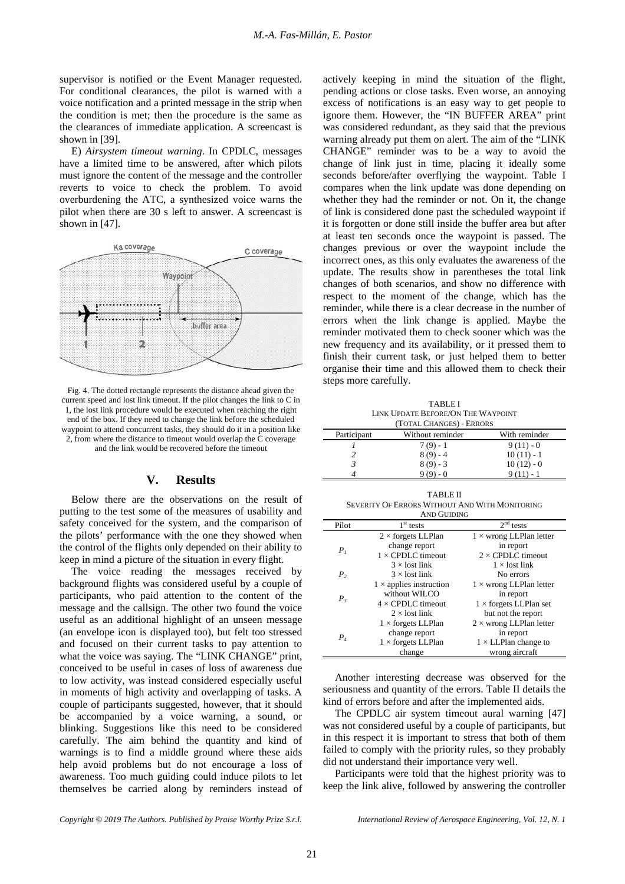supervisor is notified or the Event Manager requested. For conditional clearances, the pilot is warned with a voice notification and a printed message in the strip when the condition is met; then the procedure is the same as the clearances of immediate application. A screencast is shown in [39].

E) *Airsystem timeout warning*. In CPDLC, messages have a limited time to be answered, after which pilots must ignore the content of the message and the controller reverts to voice to check the problem. To avoid overburdening the ATC, a synthesized voice warns the pilot when there are 30 s left to answer. A screencast is shown in [47].

Fig. 4. The dotted rectangle represents the distance ahead given the current speed and lost link timeout. If the pilot changes the link to C in 1, the lost link procedure would be executed when reaching the right end of the box. If they need to change the link before the scheduled waypoint to attend concurrent tasks, they should do it in a position like 2, from where the distance to timeout would overlap the C coverage and the link would be recovered before the timeout

## V. Results

Below there are the observations on the result of putting to the test some of the measures of usability and safety conceived for the system, and the comparison of the pilots' performance with the one they showed when the control of the flights only depended on their ability to keep in mind a picture of the situation in every flight.

The voice reading the messages received by background flights was considered useful by a couple of participants, who paid attention to the content of the message and the callsign. The other two found the voice useful as an additional highlight of an unseen message (an envelope icon is displayed too), but felt too stressed and focused on their current tasks to pay attention to what the voice was saying. The "LINK CHANGE" print, conceived to be useful in cases of loss of awareness due to low activity, was instead considered especially useful in moments of high activity and overlapping of tasks. A couple of participants suggested, however, that it should be accompanied by a voice warning, a sound, or blinking. Suggestions like this need to be considered carefully. The aim behind the quantity and kind of warnings is to find a middle ground where these aids help avoid problems but do not encourage a loss of awareness. Too much guiding could induce pilots to let themselves be carried along by reminders instead of actively keeping in mind the situation of the flight, pending actions or close tasks. Even worse, an annoying excess of notifications is an easy way to get people to ignore them. However, the "IN BUFFER AREA" print was considered redundant, as they said that the previous warning already put them on alert. The aim of the "LINK CHANGE" reminder was to be a way to avoid the change of link just in time, placing it ideally some seconds before/after overflying the waypoint. Table I compares when the link update was done depending on whether they had the reminder or not. On it, the change of link is considered done past the scheduled waypoint if it is forgotten or done still inside the buffer area but after at least ten seconds once the waypoint is passed. The changes previous or over the waypoint include the incorrect ones, as this only evaluates the awareness of the update. The results show in parentheses the total link changes of both scenarios, and show no difference with respect to the moment of the change, which has the reminder, while there is a clear decrease in the number of errors when the link change is applied. Maybe the reminder motivated them to check sooner which was the new frequency and its availability, or it pressed them to finish their current task, or just helped them to better organise their time and this allowed them to check their steps more carefully.

TABLE I
LINK UPDATE BEFORE/ON THE WAYPOINT
(TOTAL CHANGES) - ERRORS

| Participant | Without reminder | With reminder |
|---|---|---|
| *1* | 7 (9) - 1 | 9 (11) - 0 |
| *2* | 8 (9) - 4 | 10 (11) - 1 |
| *3* | 8 (9) - 3 | 10 (12) - 0 |
| *4* | 9 (9) - 0 | 9 (11) - 1 |

TABLE II
SEVERITY OF ERRORS WITHOUT AND WITH MONITORING AND GUIDING

| Pilot | 1[st] tests | 2[nd] tests |
|---|---|---|
| $P_1$ | 2 × forgets LLPlan change report<br>1 × CPDLC timeout<br>3 × lost link | 1 × wrong LLPlan letter in report<br>2 × CPDLC timeout<br>1 × lost link |
| $P_2$ | 3 × lost link | No errors |
| $P_3$ | 1 × applies instruction without WILCO<br>4 × CPDLC timeout<br>2 × lost link | 1 × wrong LLPlan letter in report<br>1 × forgets LLPlan set but not the report |
| $P_4$ | 1 × forgets LLPlan change report<br>1 × forgets LLPlan change | 2 × wrong LLPlan letter in report<br>1 × LLPlan change to wrong aircraft |

Another interesting decrease was observed for the seriousness and quantity of the errors. Table II details the kind of errors before and after the implemented aids.

The CPDLC air system timeout aural warning [47] was not considered useful by a couple of participants, but in this respect it is important to stress that both of them failed to comply with the priority rules, so they probably did not understand their importance very well.

Participants were told that the highest priority was to keep the link alive, followed by answering the controller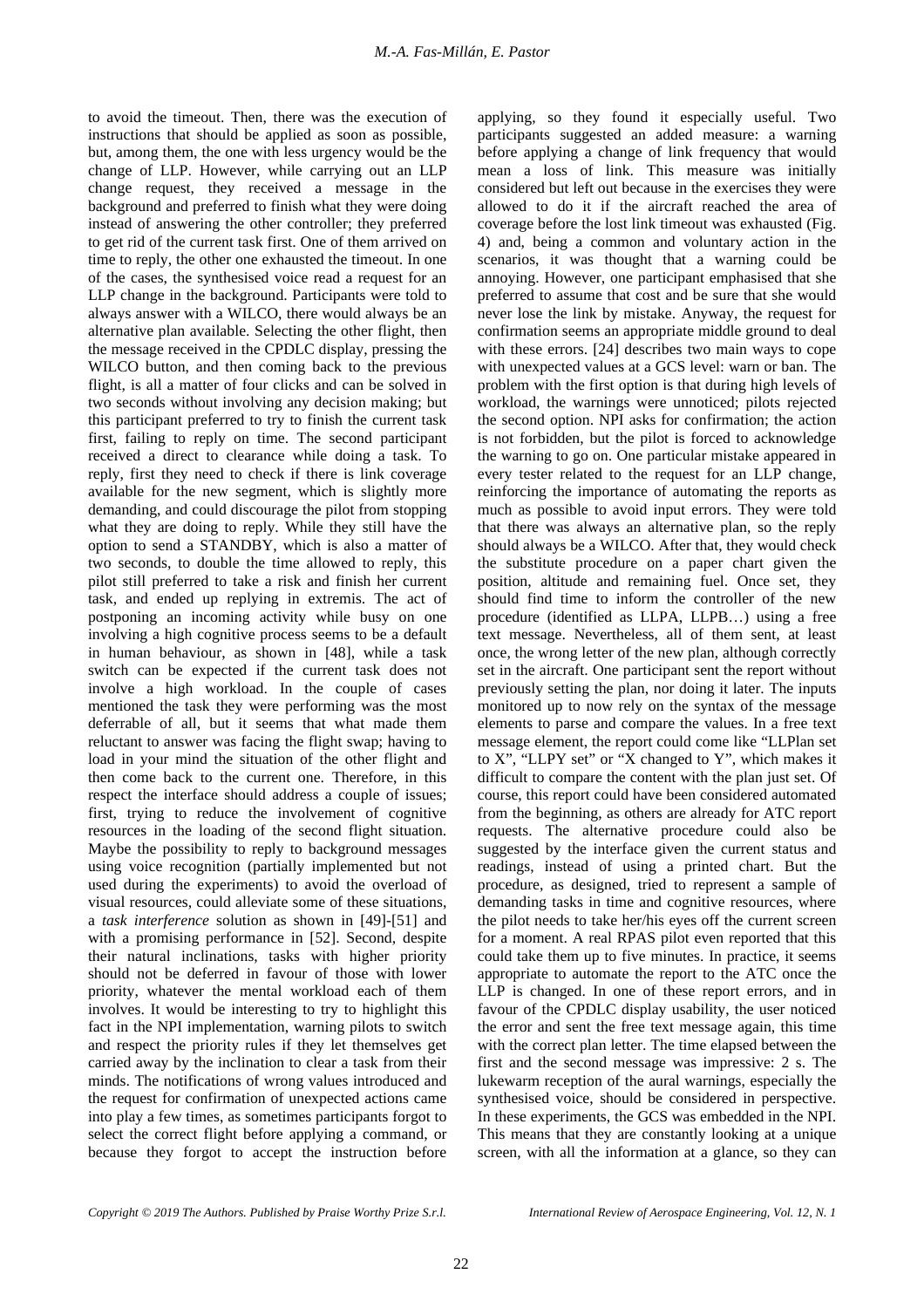to avoid the timeout. Then, there was the execution of instructions that should be applied as soon as possible, but, among them, the one with less urgency would be the change of LLP. However, while carrying out an LLP change request, they received a message in the background and preferred to finish what they were doing instead of answering the other controller; they preferred to get rid of the current task first. One of them arrived on time to reply, the other one exhausted the timeout. In one of the cases, the synthesised voice read a request for an LLP change in the background. Participants were told to always answer with a WILCO, there would always be an alternative plan available. Selecting the other flight, then the message received in the CPDLC display, pressing the WILCO button, and then coming back to the previous flight, is all a matter of four clicks and can be solved in two seconds without involving any decision making; but this participant preferred to try to finish the current task first, failing to reply on time. The second participant received a direct to clearance while doing a task. To reply, first they need to check if there is link coverage available for the new segment, which is slightly more demanding, and could discourage the pilot from stopping what they are doing to reply. While they still have the option to send a STANDBY, which is also a matter of two seconds, to double the time allowed to reply, this pilot still preferred to take a risk and finish her current task, and ended up replying in extremis. The act of postponing an incoming activity while busy on one involving a high cognitive process seems to be a default in human behaviour, as shown in [48], while a task switch can be expected if the current task does not involve a high workload. In the couple of cases mentioned the task they were performing was the most deferrable of all, but it seems that what made them reluctant to answer was facing the flight swap; having to load in your mind the situation of the other flight and then come back to the current one. Therefore, in this respect the interface should address a couple of issues; first, trying to reduce the involvement of cognitive resources in the loading of the second flight situation. Maybe the possibility to reply to background messages using voice recognition (partially implemented but not used during the experiments) to avoid the overload of visual resources, could alleviate some of these situations, a *task interference* solution as shown in [49]-[51] and with a promising performance in [52]. Second, despite their natural inclinations, tasks with higher priority should not be deferred in favour of those with lower priority, whatever the mental workload each of them involves. It would be interesting to try to highlight this fact in the NPI implementation, warning pilots to switch and respect the priority rules if they let themselves get carried away by the inclination to clear a task from their minds. The notifications of wrong values introduced and the request for confirmation of unexpected actions came into play a few times, as sometimes participants forgot to select the correct flight before applying a command, or because they forgot to accept the instruction before applying, so they found it especially useful. Two participants suggested an added measure: a warning before applying a change of link frequency that would mean a loss of link. This measure was initially considered but left out because in the exercises they were allowed to do it if the aircraft reached the area of coverage before the lost link timeout was exhausted (Fig. 4) and, being a common and voluntary action in the scenarios, it was thought that a warning could be annoying. However, one participant emphasised that she preferred to assume that cost and be sure that she would never lose the link by mistake. Anyway, the request for confirmation seems an appropriate middle ground to deal with these errors. [24] describes two main ways to cope with unexpected values at a GCS level: warn or ban. The problem with the first option is that during high levels of workload, the warnings were unnoticed; pilots rejected the second option. NPI asks for confirmation; the action is not forbidden, but the pilot is forced to acknowledge the warning to go on. One particular mistake appeared in every tester related to the request for an LLP change, reinforcing the importance of automating the reports as much as possible to avoid input errors. They were told that there was always an alternative plan, so the reply should always be a WILCO. After that, they would check the substitute procedure on a paper chart given the position, altitude and remaining fuel. Once set, they should find time to inform the controller of the new procedure (identified as LLPA, LLPB…) using a free text message. Nevertheless, all of them sent, at least once, the wrong letter of the new plan, although correctly set in the aircraft. One participant sent the report without previously setting the plan, nor doing it later. The inputs monitored up to now rely on the syntax of the message elements to parse and compare the values. In a free text message element, the report could come like "LLPlan set to X", "LLPY set" or "X changed to Y", which makes it difficult to compare the content with the plan just set. Of course, this report could have been considered automated from the beginning, as others are already for ATC report requests. The alternative procedure could also be suggested by the interface given the current status and readings, instead of using a printed chart. But the procedure, as designed, tried to represent a sample of demanding tasks in time and cognitive resources, where the pilot needs to take her/his eyes off the current screen for a moment. A real RPAS pilot even reported that this could take them up to five minutes. In practice, it seems appropriate to automate the report to the ATC once the LLP is changed. In one of these report errors, and in favour of the CPDLC display usability, the user noticed the error and sent the free text message again, this time with the correct plan letter. The time elapsed between the first and the second message was impressive: 2 s. The lukewarm reception of the aural warnings, especially the synthesised voice, should be considered in perspective. In these experiments, the GCS was embedded in the NPI. This means that they are constantly looking at a unique screen, with all the information at a glance, so they can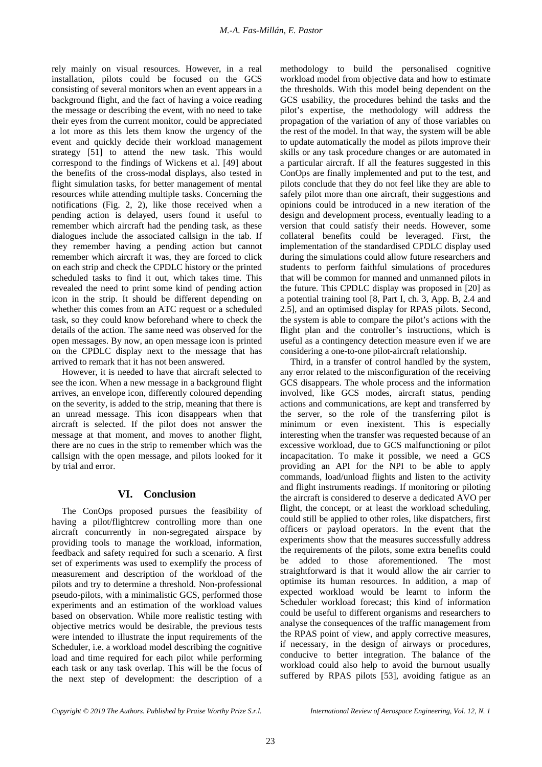rely mainly on visual resources. However, in a real installation, pilots could be focused on the GCS consisting of several monitors when an event appears in a background flight, and the fact of having a voice reading the message or describing the event, with no need to take their eyes from the current monitor, could be appreciated a lot more as this lets them know the urgency of the event and quickly decide their workload management strategy [51] to attend the new task. This would correspond to the findings of Wickens et al. [49] about the benefits of the cross-modal displays, also tested in flight simulation tasks, for better management of mental resources while attending multiple tasks. Concerning the notifications (Fig. 2, 2), like those received when a pending action is delayed, users found it useful to remember which aircraft had the pending task, as these dialogues include the associated callsign in the tab. If they remember having a pending action but cannot remember which aircraft it was, they are forced to click on each strip and check the CPDLC history or the printed scheduled tasks to find it out, which takes time. This revealed the need to print some kind of pending action icon in the strip. It should be different depending on whether this comes from an ATC request or a scheduled task, so they could know beforehand where to check the details of the action. The same need was observed for the open messages. By now, an open message icon is printed on the CPDLC display next to the message that has arrived to remark that it has not been answered.

However, it is needed to have that aircraft selected to see the icon. When a new message in a background flight arrives, an envelope icon, differently coloured depending on the severity, is added to the strip, meaning that there is an unread message. This icon disappears when that aircraft is selected. If the pilot does not answer the message at that moment, and moves to another flight, there are no cues in the strip to remember which was the callsign with the open message, and pilots looked for it by trial and error.

## VI. Conclusion

The ConOps proposed pursues the feasibility of having a pilot/flightcrew controlling more than one aircraft concurrently in non-segregated airspace by providing tools to manage the workload, information, feedback and safety required for such a scenario. A first set of experiments was used to exemplify the process of measurement and description of the workload of the pilots and try to determine a threshold. Non-professional pseudo-pilots, with a minimalistic GCS, performed those experiments and an estimation of the workload values based on observation. While more realistic testing with objective metrics would be desirable, the previous tests were intended to illustrate the input requirements of the Scheduler, i.e. a workload model describing the cognitive load and time required for each pilot while performing each task or any task overlap. This will be the focus of the next step of development: the description of a methodology to build the personalised cognitive workload model from objective data and how to estimate the thresholds. With this model being dependent on the GCS usability, the procedures behind the tasks and the pilot's expertise, the methodology will address the propagation of the variation of any of those variables on the rest of the model. In that way, the system will be able to update automatically the model as pilots improve their skills or any task procedure changes or are automated in a particular aircraft. If all the features suggested in this ConOps are finally implemented and put to the test, and pilots conclude that they do not feel like they are able to safely pilot more than one aircraft, their suggestions and opinions could be introduced in a new iteration of the design and development process, eventually leading to a version that could satisfy their needs. However, some collateral benefits could be leveraged. First, the implementation of the standardised CPDLC display used during the simulations could allow future researchers and students to perform faithful simulations of procedures that will be common for manned and unmanned pilots in the future. This CPDLC display was proposed in [20] as a potential training tool [8, Part I, ch. 3, App. B, 2.4 and 2.5], and an optimised display for RPAS pilots. Second, the system is able to compare the pilot's actions with the flight plan and the controller's instructions, which is useful as a contingency detection measure even if we are considering a one-to-one pilot-aircraft relationship.

Third, in a transfer of control handled by the system, any error related to the misconfiguration of the receiving GCS disappears. The whole process and the information involved, like GCS modes, aircraft status, pending actions and communications, are kept and transferred by the server, so the role of the transferring pilot is minimum or even inexistent. This is especially interesting when the transfer was requested because of an excessive workload, due to GCS malfunctioning or pilot incapacitation. To make it possible, we need a GCS providing an API for the NPI to be able to apply commands, load/unload flights and listen to the activity and flight instruments readings. If monitoring or piloting the aircraft is considered to deserve a dedicated AVO per flight, the concept, or at least the workload scheduling, could still be applied to other roles, like dispatchers, first officers or payload operators. In the event that the experiments show that the measures successfully address the requirements of the pilots, some extra benefits could be added to those aforementioned. The most straightforward is that it would allow the air carrier to optimise its human resources. In addition, a map of expected workload would be learnt to inform the Scheduler workload forecast; this kind of information could be useful to different organisms and researchers to analyse the consequences of the traffic management from the RPAS point of view, and apply corrective measures, if necessary, in the design of airways or procedures, conducive to better integration. The balance of the workload could also help to avoid the burnout usually suffered by RPAS pilots [53], avoiding fatigue as an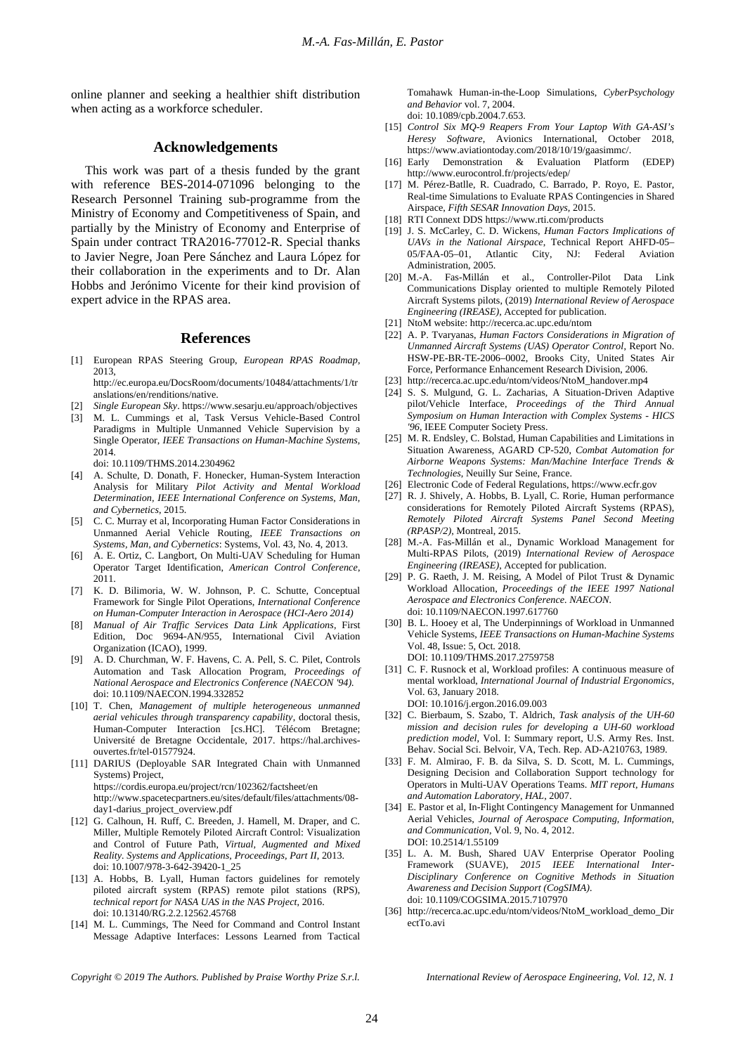online planner and seeking a healthier shift distribution when acting as a workforce scheduler.

## Acknowledgements

This work was part of a thesis funded by the grant with reference BES-2014-071096 belonging to the Research Personnel Training sub-programme from the Ministry of Economy and Competitiveness of Spain, and partially by the Ministry of Economy and Enterprise of Spain under contract TRA2016-77012-R. Special thanks to Javier Negre, Joan Pere Sánchez and Laura López for their collaboration in the experiments and to Dr. Alan Hobbs and Jerónimo Vicente for their kind provision of expert advice in the RPAS area.

## References

[1] European RPAS Steering Group, *European RPAS Roadmap*, 2013, http://ec.europa.eu/DocsRoom/documents/10484/attachments/1/translations/en/renditions/native.

[2] *Single European Sky*. https://www.sesarju.eu/approach/objectives

[3] M. L. Cummings et al, Task Versus Vehicle-Based Control Paradigms in Multiple Unmanned Vehicle Supervision by a Single Operator, *IEEE Transactions on Human-Machine Systems*, 2014. doi: 10.1109/THMS.2014.2304962

[4] A. Schulte, D. Donath, F. Honecker, Human-System Interaction Analysis for Military *Pilot Activity and Mental Workload Determination, IEEE International Conference on Systems, Man, and Cybernetics*, 2015.

[5] C. C. Murray et al, Incorporating Human Factor Considerations in Unmanned Aerial Vehicle Routing, *IEEE Transactions on Systems, Man, and Cybernetics*: Systems, Vol. 43, No. 4, 2013.

[6] A. E. Ortiz, C. Langbort, On Multi-UAV Scheduling for Human Operator Target Identification, *American Control Conference*, 2011.

[7] K. D. Bilimoria, W. W. Johnson, P. C. Schutte, Conceptual Framework for Single Pilot Operations, *International Conference on Human-Computer Interaction in Aerospace (HCI-Aero 2014)*

[8] *Manual of Air Traffic Services Data Link Applications*, First Edition, Doc 9694-AN/955, International Civil Aviation Organization (ICAO), 1999.

[9] A. D. Churchman, W. F. Havens, C. A. Pell, S. C. Pilet, Controls Automation and Task Allocation Program, *Proceedings of National Aerospace and Electronics Conference (NAECON '94)*. doi: 10.1109/NAECON.1994.332852

[10] T. Chen, *Management of multiple heterogeneous unmanned aerial vehicules through transparency capability*, doctoral thesis, Human-Computer Interaction [cs.HC]. Télécom Bretagne; Université de Bretagne Occidentale, 2017. https://hal.archives-ouvertes.fr/tel-01577924.

[11] DARIUS (Deployable SAR Integrated Chain with Unmanned Systems) Project, https://cordis.europa.eu/project/rcn/102362/factsheet/en http://www.spacetecpartners.eu/sites/default/files/attachments/08-day1-darius_project_overview.pdf

[12] G. Calhoun, H. Ruff, C. Breeden, J. Hamell, M. Draper, and C. Miller, Multiple Remotely Piloted Aircraft Control: Visualization and Control of Future Path, *Virtual, Augmented and Mixed Reality. Systems and Applications, Proceedings, Part II*, 2013. doi: 10.1007/978-3-642-39420-1_25

[13] A. Hobbs, B. Lyall, Human factors guidelines for remotely piloted aircraft system (RPAS) remote pilot stations (RPS), *technical report for NASA UAS in the NAS Project*, 2016. doi: 10.13140/RG.2.2.12562.45768

[14] M. L. Cummings, The Need for Command and Control Instant Message Adaptive Interfaces: Lessons Learned from Tactical Tomahawk Human-in-the-Loop Simulations, *CyberPsychology and Behavior* vol. 7, 2004. doi: 10.1089/cpb.2004.7.653.

[15] *Control Six MQ-9 Reapers From Your Laptop With GA-ASI's Heresy Software*, Avionics International, October 2018, https://www.aviationtoday.com/2018/10/19/gaasimmc/.

[16] Early Demonstration & Evaluation Platform (EDEP) http://www.eurocontrol.fr/projects/edep/

[17] M. Pérez-Batlle, R. Cuadrado, C. Barrado, P. Royo, E. Pastor, Real-time Simulations to Evaluate RPAS Contingencies in Shared Airspace, *Fifth SESAR Innovation Days*, 2015.

[18] RTI Connext DDS https://www.rti.com/products

[19] J. S. McCarley, C. D. Wickens, *Human Factors Implications of UAVs in the National Airspace*, Technical Report AHFD-05–05/FAA-05–01, Atlantic City, NJ: Federal Aviation Administration, 2005.

[20] M.-A. Fas-Millán et al., Controller-Pilot Data Link Communications Display oriented to multiple Remotely Piloted Aircraft Systems pilots, (2019) *International Review of Aerospace Engineering (IREASE)*, Accepted for publication.

[21] NtoM website: http://recerca.ac.upc.edu/ntom

[22] A. P. Tvaryanas, *Human Factors Considerations in Migration of Unmanned Aircraft Systems (UAS) Operator Control*, Report No. HSW-PE-BR-TE-2006–0002, Brooks City, United States Air Force, Performance Enhancement Research Division, 2006.

[23] http://recerca.ac.upc.edu/ntom/videos/NtoM_handover.mp4

[24] S. S. Mulgund, G. L. Zacharias, A Situation-Driven Adaptive pilot/Vehicle Interface, *Proceedings of the Third Annual Symposium on Human Interaction with Complex Systems - HICS '96*, IEEE Computer Society Press.

[25] M. R. Endsley, C. Bolstad, Human Capabilities and Limitations in Situation Awareness, AGARD CP-520, *Combat Automation for Airborne Weapons Systems: Man/Machine Interface Trends & Technologies*, Neuilly Sur Seine, France.

[26] Electronic Code of Federal Regulations, https://www.ecfr.gov

[27] R. J. Shively, A. Hobbs, B. Lyall, C. Rorie, Human performance considerations for Remotely Piloted Aircraft Systems (RPAS), *Remotely Piloted Aircraft Systems Panel Second Meeting (RPASP/2)*, Montreal, 2015.

[28] M.-A. Fas-Millán et al., Dynamic Workload Management for Multi-RPAS Pilots, (2019) *International Review of Aerospace Engineering (IREASE)*, Accepted for publication.

[29] P. G. Raeth, J. M. Reising, A Model of Pilot Trust & Dynamic Workload Allocation, *Proceedings of the IEEE 1997 National Aerospace and Electronics Conference. NAECON*. doi: 10.1109/NAECON.1997.617760

[30] B. L. Hooey et al, The Underpinnings of Workload in Unmanned Vehicle Systems, *IEEE Transactions on Human-Machine Systems* Vol. 48, Issue: 5, Oct. 2018. DOI: 10.1109/THMS.2017.2759758

[31] C. F. Rusnock et al, Workload profiles: A continuous measure of mental workload, *International Journal of Industrial Ergonomics*, Vol. 63, January 2018. DOI: 10.1016/j.ergon.2016.09.003

[32] C. Bierbaum, S. Szabo, T. Aldrich, *Task analysis of the UH-60 mission and decision rules for developing a UH-60 workload prediction model*, Vol. I: Summary report, U.S. Army Res. Inst. Behav. Social Sci. Belvoir, VA, Tech. Rep. AD-A210763, 1989.

[33] F. M. Almirao, F. B. da Silva, S. D. Scott, M. L. Cummings, Designing Decision and Collaboration Support technology for Operators in Multi-UAV Operations Teams. *MIT report, Humans and Automation Laboratory, HAL*, 2007.

[34] E. Pastor et al, In-Flight Contingency Management for Unmanned Aerial Vehicles, *Journal of Aerospace Computing, Information, and Communication*, Vol. 9, No. 4, 2012. DOI: 10.2514/1.55109

[35] L. A. M. Bush, Shared UAV Enterprise Operator Pooling Framework (SUAVE), *2015 IEEE International Inter-Disciplinary Conference on Cognitive Methods in Situation Awareness and Decision Support (CogSIMA)*. doi: 10.1109/COGSIMA.2015.7107970

[36] http://recerca.ac.upc.edu/ntom/videos/NtoM_workload_demo_DirectTo.avi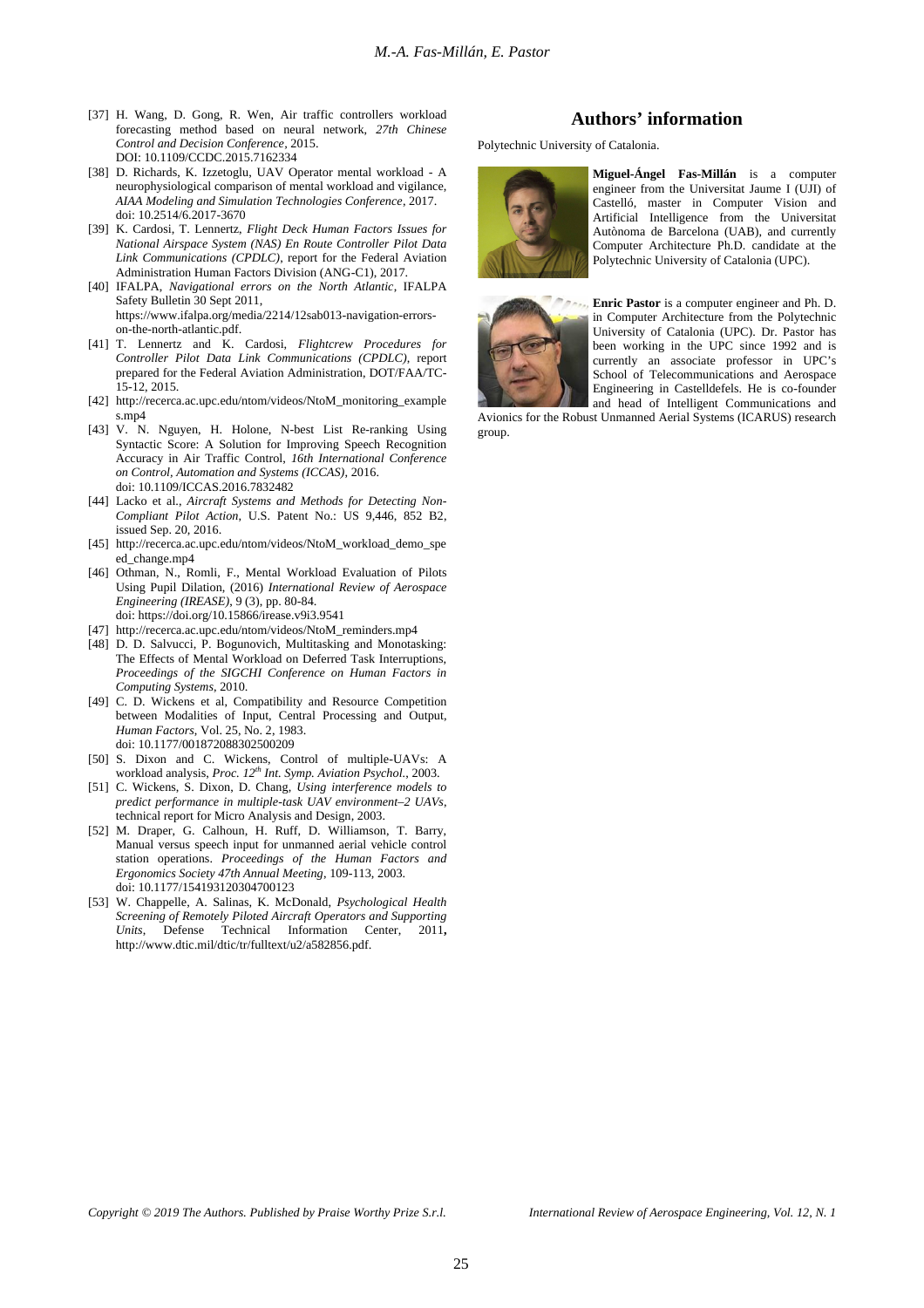[37] H. Wang, D. Gong, R. Wen, Air traffic controllers workload forecasting method based on neural network, *27th Chinese Control and Decision Conference*, 2015. DOI: 10.1109/CCDC.2015.7162334

[38] D. Richards, K. Izzetoglu, UAV Operator mental workload - A neurophysiological comparison of mental workload and vigilance, *AIAA Modeling and Simulation Technologies Conference*, 2017. doi: 10.2514/6.2017-3670

[39] K. Cardosi, T. Lennertz, *Flight Deck Human Factors Issues for National Airspace System (NAS) En Route Controller Pilot Data Link Communications (CPDLC)*, report for the Federal Aviation Administration Human Factors Division (ANG-C1), 2017.

[40] IFALPA, *Navigational errors on the North Atlantic*, IFALPA Safety Bulletin 30 Sept 2011, https://www.ifalpa.org/media/2214/12sab013-navigation-errors-on-the-north-atlantic.pdf.

[41] T. Lennertz and K. Cardosi, *Flightcrew Procedures for Controller Pilot Data Link Communications (CPDLC)*, report prepared for the Federal Aviation Administration, DOT/FAA/TC-15-12, 2015.

[42] http://recerca.ac.upc.edu/ntom/videos/NtoM_monitoring_example s.mp4

[43] V. N. Nguyen, H. Holone, N-best List Re-ranking Using Syntactic Score: A Solution for Improving Speech Recognition Accuracy in Air Traffic Control, *16th International Conference on Control, Automation and Systems (ICCAS)*, 2016. doi: 10.1109/ICCAS.2016.7832482

[44] Lacko et al., *Aircraft Systems and Methods for Detecting Non-Compliant Pilot Action*, U.S. Patent No.: US 9,446, 852 B2, issued Sep. 20, 2016.

[45] http://recerca.ac.upc.edu/ntom/videos/NtoM_workload_demo_spe ed_change.mp4

[46] Othman, N., Romli, F., Mental Workload Evaluation of Pilots Using Pupil Dilation, (2016) *International Review of Aerospace Engineering (IREASE)*, 9 (3), pp. 80-84. doi: https://doi.org/10.15866/irease.v9i3.9541

[47] http://recerca.ac.upc.edu/ntom/videos/NtoM_reminders.mp4

[48] D. D. Salvucci, P. Bogunovich, Multitasking and Monotasking: The Effects of Mental Workload on Deferred Task Interruptions, *Proceedings of the SIGCHI Conference on Human Factors in Computing Systems*, 2010.

[49] C. D. Wickens et al, Compatibility and Resource Competition between Modalities of Input, Central Processing and Output, *Human Factors*, Vol. 25, No. 2, 1983. doi: 10.1177/001872088302500209

[50] S. Dixon and C. Wickens, Control of multiple-UAVs: A workload analysis, *Proc. 12th Int. Symp. Aviation Psychol.*, 2003.

[51] C. Wickens, S. Dixon, D. Chang, *Using interference models to predict performance in multiple-task UAV environment–2 UAVs*, technical report for Micro Analysis and Design, 2003.

[52] M. Draper, G. Calhoun, H. Ruff, D. Williamson, T. Barry, Manual versus speech input for unmanned aerial vehicle control station operations. *Proceedings of the Human Factors and Ergonomics Society 47th Annual Meeting*, 109-113, 2003. doi: 10.1177/154193120304700123

[53] W. Chappelle, A. Salinas, K. McDonald, *Psychological Health Screening of Remotely Piloted Aircraft Operators and Supporting Units*, Defense Technical Information Center, 2011, http://www.dtic.mil/dtic/tr/fulltext/u2/a582856.pdf.

## Authors' information

Polytechnic University of Catalonia.

**Miguel-Ángel Fas-Millán** is a computer engineer from the Universitat Jaume I (UJI) of Castelló, master in Computer Vision and Artificial Intelligence from the Universitat Autònoma de Barcelona (UAB), and currently Computer Architecture Ph.D. candidate at the Polytechnic University of Catalonia (UPC).

**Enric Pastor** is a computer engineer and Ph. D. in Computer Architecture from the Polytechnic University of Catalonia (UPC). Dr. Pastor has been working in the UPC since 1992 and is currently an associate professor in UPC's School of Telecommunications and Aerospace Engineering in Castelldefels. He is co-founder and head of Intelligent Communications and Avionics for the Robust Unmanned Aerial Systems (ICARUS) research group.